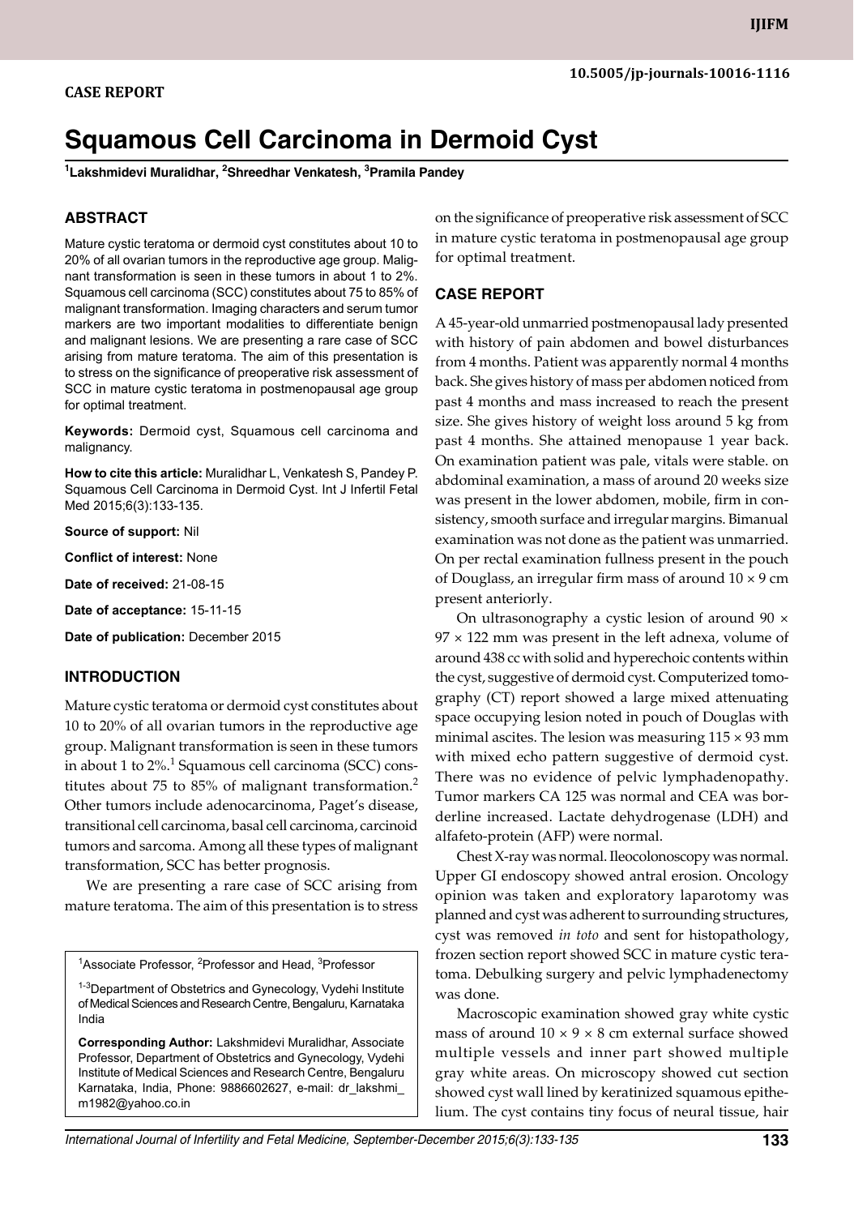CASE REPORT

10.5005/jp-journals-10016-1116

# Squamous Cell Carcinoma in Dermoid Cyst

[1]Lakshmidevi Muralidhar, [2]Shreedhar Venkatesh, [3]Pramila Pandey

## ABSTRACT

Mature cystic teratoma or dermoid cyst constitutes about 10 to 20% of all ovarian tumors in the reproductive age group. Malignant transformation is seen in these tumors in about 1 to 2%. Squamous cell carcinoma (SCC) constitutes about 75 to 85% of malignant transformation. Imaging characters and serum tumor markers are two important modalities to differentiate benign and malignant lesions. We are presenting a rare case of SCC arising from mature teratoma. The aim of this presentation is to stress on the significance of preoperative risk assessment of SCC in mature cystic teratoma in postmenopausal age group for optimal treatment.

**Keywords:** Dermoid cyst, Squamous cell carcinoma and malignancy.

**How to cite this article:** Muralidhar L, Venkatesh S, Pandey P. Squamous Cell Carcinoma in Dermoid Cyst. Int J Infertil Fetal Med 2015;6(3):133-135.

**Source of support:** Nil

**Conflict of interest:** None

**Date of received:** 21-08-15

**Date of acceptance:** 15-11-15

**Date of publication:** December 2015

## INTRODUCTION

Mature cystic teratoma or dermoid cyst constitutes about 10 to 20% of all ovarian tumors in the reproductive age group. Malignant transformation is seen in these tumors in about 1 to 2%.[1] Squamous cell carcinoma (SCC) constitutes about 75 to 85% of malignant transformation.[2] Other tumors include adenocarcinoma, Paget's disease, transitional cell carcinoma, basal cell carcinoma, carcinoid tumors and sarcoma. Among all these types of malignant transformation, SCC has better prognosis.

We are presenting a rare case of SCC arising from mature teratoma. The aim of this presentation is to stress on the significance of preoperative risk assessment of SCC in mature cystic teratoma in postmenopausal age group for optimal treatment.

[1]Associate Professor, [2]Professor and Head, [3]Professor

[1-3]Department of Obstetrics and Gynecology, Vydehi Institute of Medical Sciences and Research Centre, Bengaluru, Karnataka India

**Corresponding Author:** Lakshmidevi Muralidhar, Associate Professor, Department of Obstetrics and Gynecology, Vydehi Institute of Medical Sciences and Research Centre, Bengaluru Karnataka, India, Phone: 9886602627, e-mail: dr_lakshmi_m1982@yahoo.co.in

## CASE REPORT

A 45-year-old unmarried postmenopausal lady presented with history of pain abdomen and bowel disturbances from 4 months. Patient was apparently normal 4 months back. She gives history of mass per abdomen noticed from past 4 months and mass increased to reach the present size. She gives history of weight loss around 5 kg from past 4 months. She attained menopause 1 year back. On examination patient was pale, vitals were stable. on abdominal examination, a mass of around 20 weeks size was present in the lower abdomen, mobile, firm in consistency, smooth surface and irregular margins. Bimanual examination was not done as the patient was unmarried. On per rectal examination fullness present in the pouch of Douglass, an irregular firm mass of around 10 × 9 cm present anteriorly.

On ultrasonography a cystic lesion of around 90 × 97 × 122 mm was present in the left adnexa, volume of around 438 cc with solid and hyperechoic contents within the cyst, suggestive of dermoid cyst. Computerized tomography (CT) report showed a large mixed attenuating space occupying lesion noted in pouch of Douglas with minimal ascites. The lesion was measuring 115 × 93 mm with mixed echo pattern suggestive of dermoid cyst. There was no evidence of pelvic lymphadenopathy. Tumor markers CA 125 was normal and CEA was borderline increased. Lactate dehydrogenase (LDH) and alfafeto-protein (AFP) were normal.

Chest X-ray was normal. Ileocolonoscopy was normal. Upper GI endoscopy showed antral erosion. Oncology opinion was taken and exploratory laparotomy was planned and cyst was adherent to surrounding structures, cyst was removed *in toto* and sent for histopathology, frozen section report showed SCC in mature cystic teratoma. Debulking surgery and pelvic lymphadenectomy was done.

Macroscopic examination showed gray white cystic mass of around 10 × 9 × 8 cm external surface showed multiple vessels and inner part showed multiple gray white areas. On microscopy showed cut section showed cyst wall lined by keratinized squamous epithelium. The cyst contains tiny focus of neural tissue, hair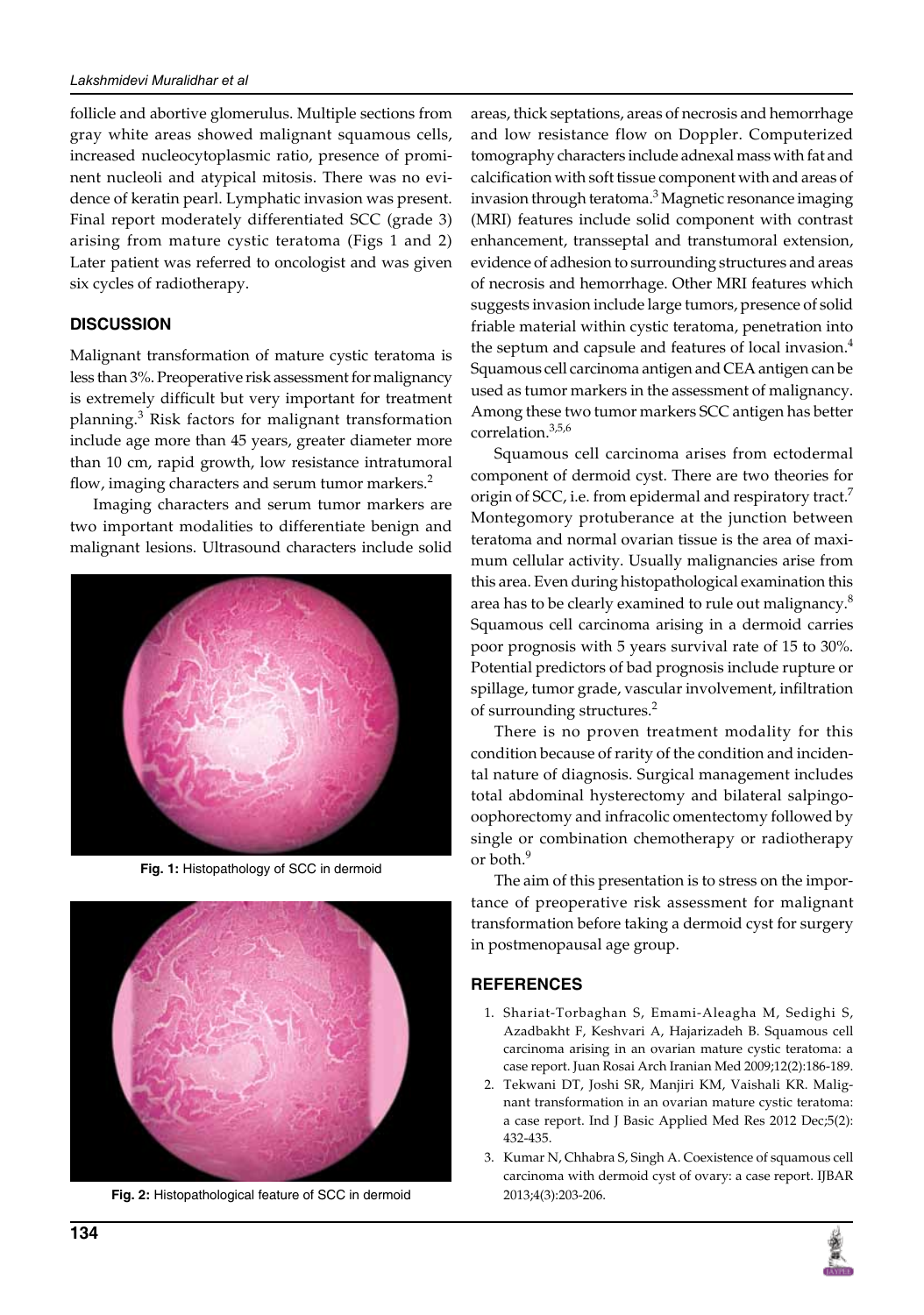follicle and abortive glomerulus. Multiple sections from gray white areas showed malignant squamous cells, increased nucleocytoplasmic ratio, presence of prominent nucleoli and atypical mitosis. There was no evidence of keratin pearl. Lymphatic invasion was present. Final report moderately differentiated SCC (grade 3) arising from mature cystic teratoma (Figs 1 and 2) Later patient was referred to oncologist and was given six cycles of radiotherapy.

## DISCUSSION

Malignant transformation of mature cystic teratoma is less than 3%. Preoperative risk assessment for malignancy is extremely difficult but very important for treatment planning.[3] Risk factors for malignant transformation include age more than 45 years, greater diameter more than 10 cm, rapid growth, low resistance intratumoral flow, imaging characters and serum tumor markers.[2]

Imaging characters and serum tumor markers are two important modalities to differentiate benign and malignant lesions. Ultrasound characters include solid areas, thick septations, areas of necrosis and hemorrhage and low resistance flow on Doppler. Computerized tomography characters include adnexal mass with fat and calcification with soft tissue component with and areas of invasion through teratoma.[3] Magnetic resonance imaging (MRI) features include solid component with contrast enhancement, transseptal and transtumoral extension, evidence of adhesion to surrounding structures and areas of necrosis and hemorrhage. Other MRI features which suggests invasion include large tumors, presence of solid friable material within cystic teratoma, penetration into the septum and capsule and features of local invasion.[4] Squamous cell carcinoma antigen and CEA antigen can be used as tumor markers in the assessment of malignancy. Among these two tumor markers SCC antigen has better correlation.[3,5,6]

Fig. 1: Histopathology of SCC in dermoid

Fig. 2: Histopathological feature of SCC in dermoid

Squamous cell carcinoma arises from ectodermal component of dermoid cyst. There are two theories for origin of SCC, i.e. from epidermal and respiratory tract.[7] Montegomory protuberance at the junction between teratoma and normal ovarian tissue is the area of maximum cellular activity. Usually malignancies arise from this area. Even during histopathological examination this area has to be clearly examined to rule out malignancy.[8] Squamous cell carcinoma arising in a dermoid carries poor prognosis with 5 years survival rate of 15 to 30%. Potential predictors of bad prognosis include rupture or spillage, tumor grade, vascular involvement, infiltration of surrounding structures.[2]

There is no proven treatment modality for this condition because of rarity of the condition and incidental nature of diagnosis. Surgical management includes total abdominal hysterectomy and bilateral salpingo-oophorectomy and infracolic omentectomy followed by single or combination chemotherapy or radiotherapy or both.[9]

The aim of this presentation is to stress on the importance of preoperative risk assessment for malignant transformation before taking a dermoid cyst for surgery in postmenopausal age group.

## REFERENCES

1. Shariat-Torbaghan S, Emami-Aleagha M, Sedighi S, Azadbakht F, Keshvari A, Hajarizadeh B. Squamous cell carcinoma arising in an ovarian mature cystic teratoma: a case report. Juan Rosai Arch Iranian Med 2009;12(2):186-189.
2. Tekwani DT, Joshi SR, Manjiri KM, Vaishali KR. Malignant transformation in an ovarian mature cystic teratoma: a case report. Ind J Basic Applied Med Res 2012 Dec;5(2): 432-435.
3. Kumar N, Chhabra S, Singh A. Coexistence of squamous cell carcinoma with dermoid cyst of ovary: a case report. IJBAR 2013;4(3):203-206.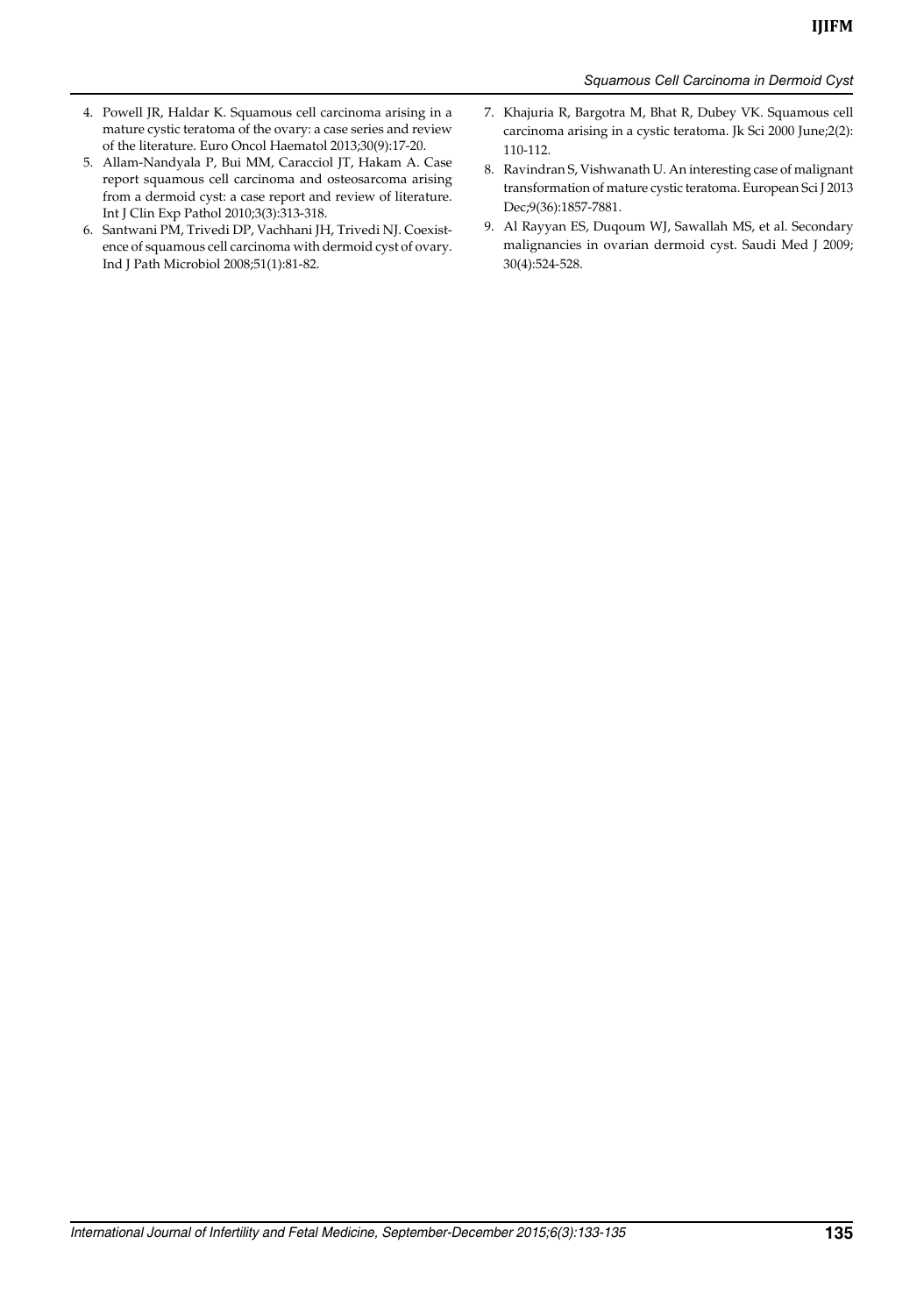4. Powell JR, Haldar K. Squamous cell carcinoma arising in a mature cystic teratoma of the ovary: a case series and review of the literature. Euro Oncol Haematol 2013;30(9):17-20.
5. Allam-Nandyala P, Bui MM, Caracciol JT, Hakam A. Case report squamous cell carcinoma and osteosarcoma arising from a dermoid cyst: a case report and review of literature. Int J Clin Exp Pathol 2010;3(3):313-318.
6. Santwani PM, Trivedi DP, Vachhani JH, Trivedi NJ. Coexistence of squamous cell carcinoma with dermoid cyst of ovary. Ind J Path Microbiol 2008;51(1):81-82.
7. Khajuria R, Bargotra M, Bhat R, Dubey VK. Squamous cell carcinoma arising in a cystic teratoma. Jk Sci 2000 June;2(2): 110-112.
8. Ravindran S, Vishwanath U. An interesting case of malignant transformation of mature cystic teratoma. European Sci J 2013 Dec;9(36):1857-7881.
9. Al Rayyan ES, Duqoum WJ, Sawallah MS, et al. Secondary malignancies in ovarian dermoid cyst. Saudi Med J 2009; 30(4):524-528.